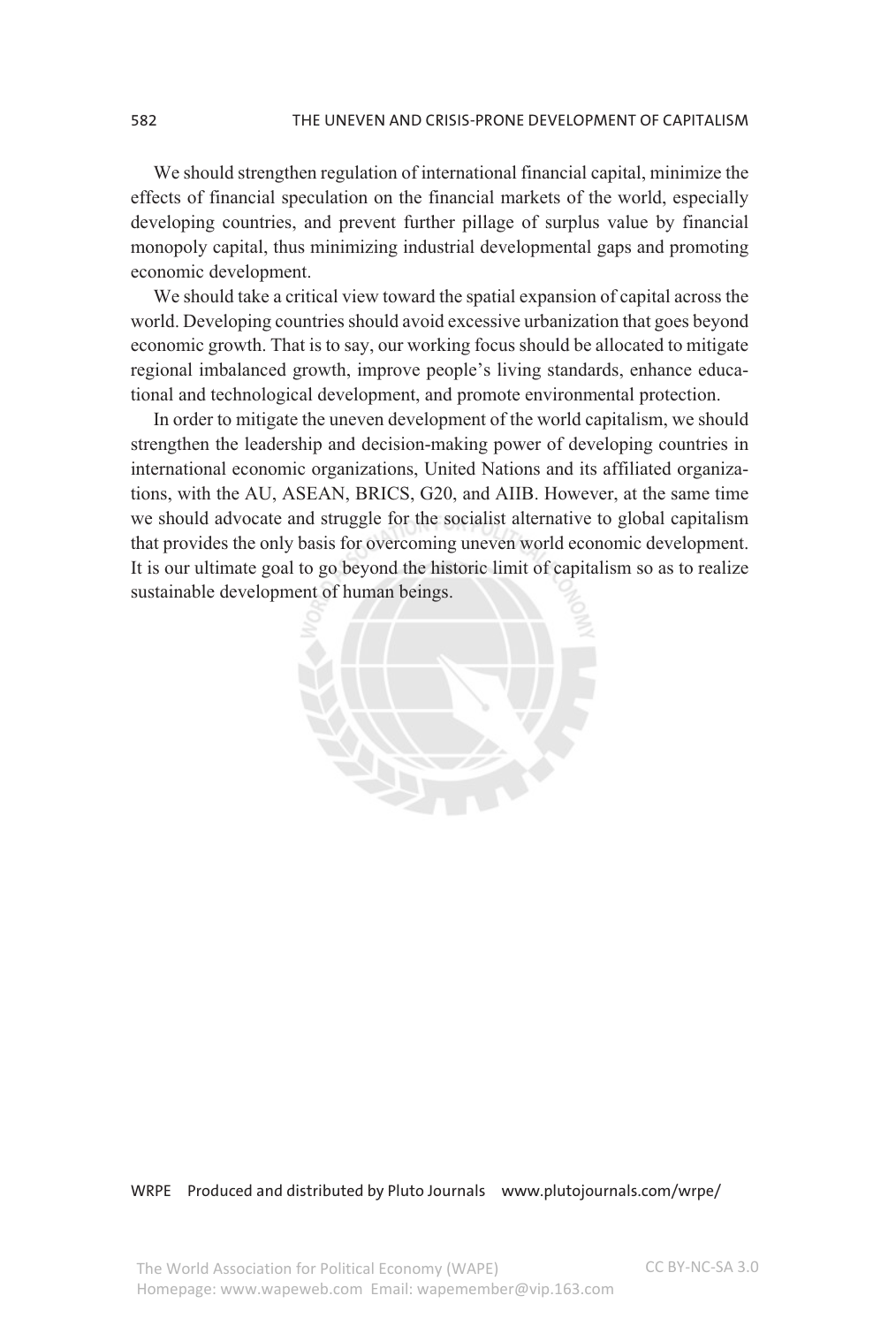We should strengthen regulation of international financial capital, minimize the effects of financial speculation on the financial markets of the world, especially developing countries, and prevent further pillage of surplus value by financial monopoly capital, thus minimizing industrial developmental gaps and promoting economic development.

We should take a critical view toward the spatial expansion of capital across the world. Developing countries should avoid excessive urbanization that goes beyond economic growth. That is to say, our working focus should be allocated to mitigate regional imbalanced growth, improve people's living standards, enhance educational and technological development, and promote environmental protection.

In order to mitigate the uneven development of the world capitalism, we should strengthen the leadership and decision-making power of developing countries in international economic organizations, United Nations and its affiliated organizations, with the AU, ASEAN, BRICS, G20, and AIIB. However, at the same time we should advocate and struggle for the socialist alternative to global capitalism that provides the only basis for overcoming uneven world economic development. It is our ultimate goal to go beyond the historic limit of capitalism so as to realize sustainable development of human beings.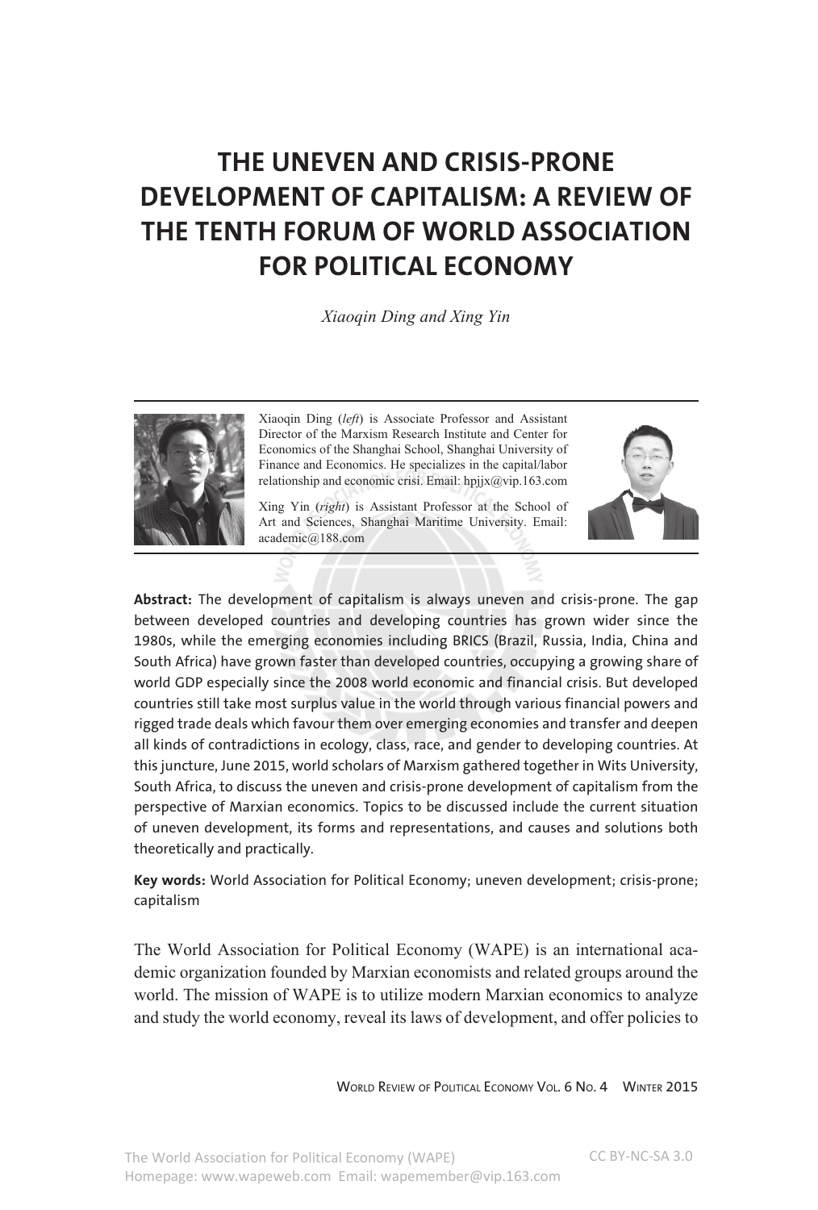# THE UNEVEN AND CRISIS-PRONE DEVELOPMENT OF CAPITALISM: A REVIEW OF THE TENTH FORUM OF WORLD ASSOCIATION FOR POLITICAL ECONOMY

*Xiaoqin Ding and Xing Yin*

Xiaoqin Ding (*left*) is Associate Professor and Assistant Director of the Marxism Research Institute and Center for Economics of the Shanghai School, Shanghai University of Finance and Economics. He specializes in the capital/labor relationship and economic crisi. Email: hpjjx@vip.163.com

Xing Yin (*right*) is Assistant Professor at the School of Art and Sciences, Shanghai Maritime University. Email: academic@188.com

**Abstract:** The development of capitalism is always uneven and crisis-prone. The gap between developed countries and developing countries has grown wider since the 1980s, while the emerging economies including BRICS (Brazil, Russia, India, China and South Africa) have grown faster than developed countries, occupying a growing share of world GDP especially since the 2008 world economic and financial crisis. But developed countries still take most surplus value in the world through various financial powers and rigged trade deals which favour them over emerging economies and transfer and deepen all kinds of contradictions in ecology, class, race, and gender to developing countries. At this juncture, June 2015, world scholars of Marxism gathered together in Wits University, South Africa, to discuss the uneven and crisis-prone development of capitalism from the perspective of Marxian economics. Topics to be discussed include the current situation of uneven development, its forms and representations, and causes and solutions both theoretically and practically.

**Key words:** World Association for Political Economy; uneven development; crisis-prone; capitalism

The World Association for Political Economy (WAPE) is an international academic organization founded by Marxian economists and related groups around the world. The mission of WAPE is to utilize modern Marxian economics to analyze and study the world economy, reveal its laws of development, and offer policies to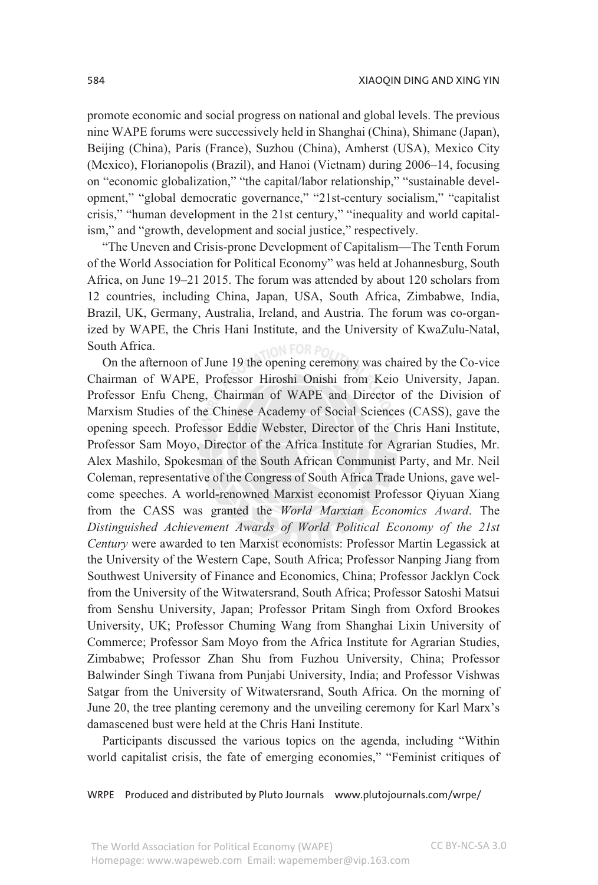promote economic and social progress on national and global levels. The previous nine WAPE forums were successively held in Shanghai (China), Shimane (Japan), Beijing (China), Paris (France), Suzhou (China), Amherst (USA), Mexico City (Mexico), Florianopolis (Brazil), and Hanoi (Vietnam) during 2006–14, focusing on "economic globalization," "the capital/labor relationship," "sustainable development," "global democratic governance," "21st-century socialism," "capitalist crisis," "human development in the 21st century," "inequality and world capitalism," and "growth, development and social justice," respectively.

"The Uneven and Crisis-prone Development of Capitalism—The Tenth Forum of the World Association for Political Economy" was held at Johannesburg, South Africa, on June 19–21 2015. The forum was attended by about 120 scholars from 12 countries, including China, Japan, USA, South Africa, Zimbabwe, India, Brazil, UK, Germany, Australia, Ireland, and Austria. The forum was co-organized by WAPE, the Chris Hani Institute, and the University of KwaZulu-Natal, South Africa.

On the afternoon of June 19 the opening ceremony was chaired by the Co-vice Chairman of WAPE, Professor Hiroshi Onishi from Keio University, Japan. Professor Enfu Cheng, Chairman of WAPE and Director of the Division of Marxism Studies of the Chinese Academy of Social Sciences (CASS), gave the opening speech. Professor Eddie Webster, Director of the Chris Hani Institute, Professor Sam Moyo, Director of the Africa Institute for Agrarian Studies, Mr. Alex Mashilo, Spokesman of the South African Communist Party, and Mr. Neil Coleman, representative of the Congress of South Africa Trade Unions, gave welcome speeches. A world-renowned Marxist economist Professor Qiyuan Xiang from the CASS was granted the *World Marxian Economics Award*. The *Distinguished Achievement Awards of World Political Economy of the 21st Century* were awarded to ten Marxist economists: Professor Martin Legassick at the University of the Western Cape, South Africa; Professor Nanping Jiang from Southwest University of Finance and Economics, China; Professor Jacklyn Cock from the University of the Witwatersrand, South Africa; Professor Satoshi Matsui from Senshu University, Japan; Professor Pritam Singh from Oxford Brookes University, UK; Professor Chuming Wang from Shanghai Lixin University of Commerce; Professor Sam Moyo from the Africa Institute for Agrarian Studies, Zimbabwe; Professor Zhan Shu from Fuzhou University, China; Professor Balwinder Singh Tiwana from Punjabi University, India; and Professor Vishwas Satgar from the University of Witwatersrand, South Africa. On the morning of June 20, the tree planting ceremony and the unveiling ceremony for Karl Marx's damascened bust were held at the Chris Hani Institute.

Participants discussed the various topics on the agenda, including "Within world capitalist crisis, the fate of emerging economies," "Feminist critiques of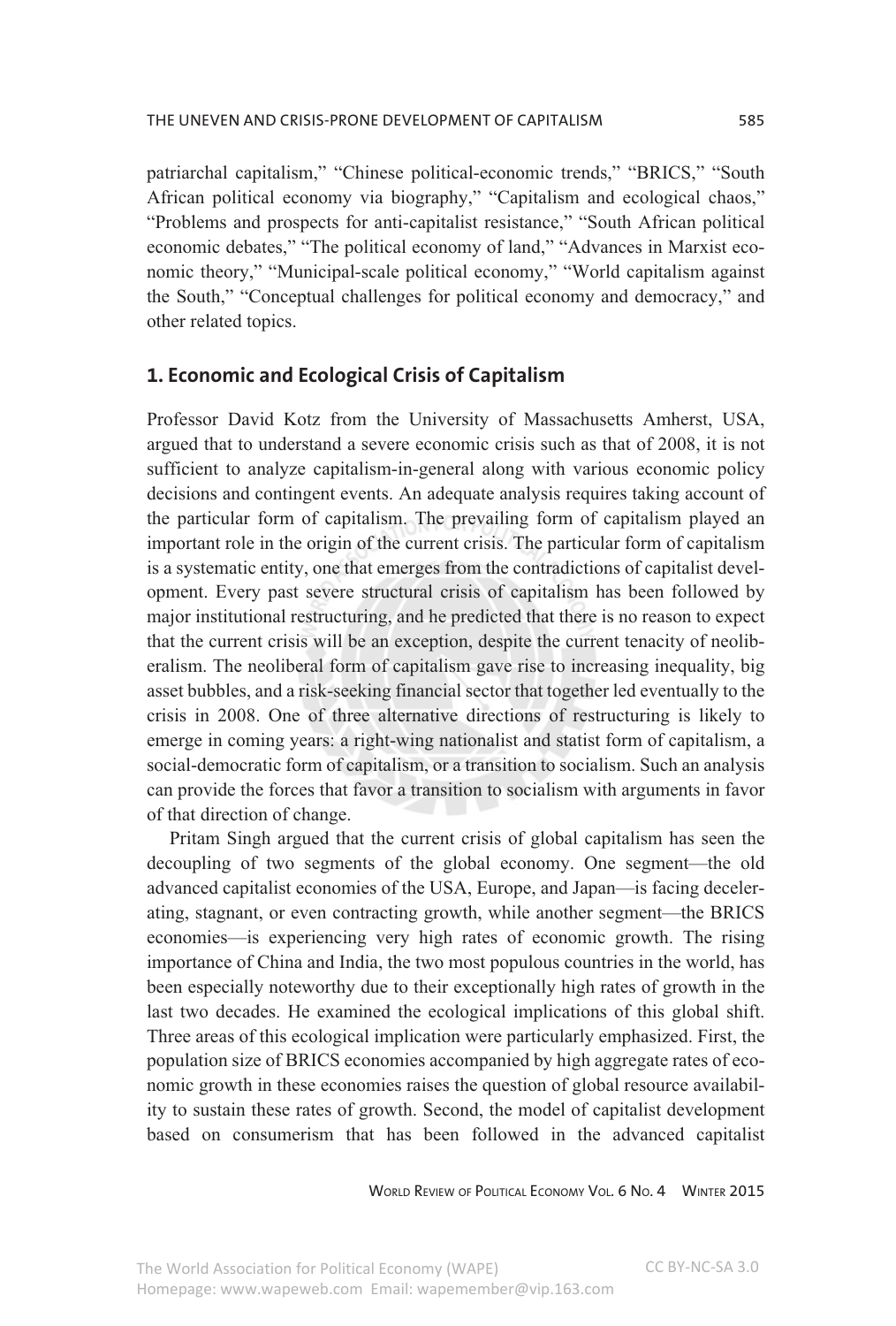patriarchal capitalism," "Chinese political-economic trends," "BRICS," "South African political economy via biography," "Capitalism and ecological chaos," "Problems and prospects for anti-capitalist resistance," "South African political economic debates," "The political economy of land," "Advances in Marxist economic theory," "Municipal-scale political economy," "World capitalism against the South," "Conceptual challenges for political economy and democracy," and other related topics.

## 1. Economic and Ecological Crisis of Capitalism

Professor David Kotz from the University of Massachusetts Amherst, USA, argued that to understand a severe economic crisis such as that of 2008, it is not sufficient to analyze capitalism-in-general along with various economic policy decisions and contingent events. An adequate analysis requires taking account of the particular form of capitalism. The prevailing form of capitalism played an important role in the origin of the current crisis. The particular form of capitalism is a systematic entity, one that emerges from the contradictions of capitalist development. Every past severe structural crisis of capitalism has been followed by major institutional restructuring, and he predicted that there is no reason to expect that the current crisis will be an exception, despite the current tenacity of neoliberalism. The neoliberal form of capitalism gave rise to increasing inequality, big asset bubbles, and a risk-seeking financial sector that together led eventually to the crisis in 2008. One of three alternative directions of restructuring is likely to emerge in coming years: a right-wing nationalist and statist form of capitalism, a social-democratic form of capitalism, or a transition to socialism. Such an analysis can provide the forces that favor a transition to socialism with arguments in favor of that direction of change.

Pritam Singh argued that the current crisis of global capitalism has seen the decoupling of two segments of the global economy. One segment—the old advanced capitalist economies of the USA, Europe, and Japan—is facing decelerating, stagnant, or even contracting growth, while another segment—the BRICS economies—is experiencing very high rates of economic growth. The rising importance of China and India, the two most populous countries in the world, has been especially noteworthy due to their exceptionally high rates of growth in the last two decades. He examined the ecological implications of this global shift. Three areas of this ecological implication were particularly emphasized. First, the population size of BRICS economies accompanied by high aggregate rates of economic growth in these economies raises the question of global resource availability to sustain these rates of growth. Second, the model of capitalist development based on consumerism that has been followed in the advanced capitalist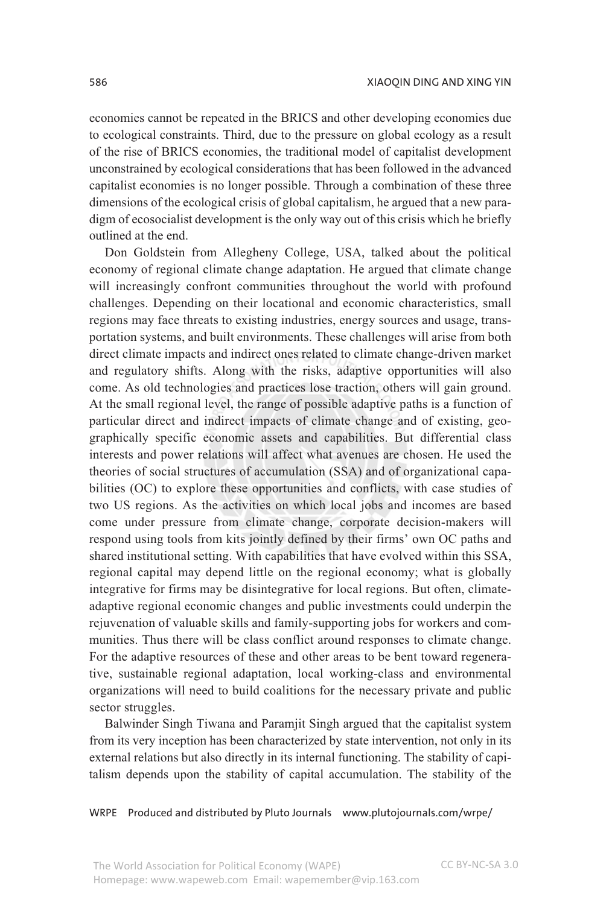economies cannot be repeated in the BRICS and other developing economies due to ecological constraints. Third, due to the pressure on global ecology as a result of the rise of BRICS economies, the traditional model of capitalist development unconstrained by ecological considerations that has been followed in the advanced capitalist economies is no longer possible. Through a combination of these three dimensions of the ecological crisis of global capitalism, he argued that a new paradigm of ecosocialist development is the only way out of this crisis which he briefly outlined at the end.

Don Goldstein from Allegheny College, USA, talked about the political economy of regional climate change adaptation. He argued that climate change will increasingly confront communities throughout the world with profound challenges. Depending on their locational and economic characteristics, small regions may face threats to existing industries, energy sources and usage, transportation systems, and built environments. These challenges will arise from both direct climate impacts and indirect ones related to climate change-driven market and regulatory shifts. Along with the risks, adaptive opportunities will also come. As old technologies and practices lose traction, others will gain ground. At the small regional level, the range of possible adaptive paths is a function of particular direct and indirect impacts of climate change and of existing, geographically specific economic assets and capabilities. But differential class interests and power relations will affect what avenues are chosen. He used the theories of social structures of accumulation (SSA) and of organizational capabilities (OC) to explore these opportunities and conflicts, with case studies of two US regions. As the activities on which local jobs and incomes are based come under pressure from climate change, corporate decision-makers will respond using tools from kits jointly defined by their firms' own OC paths and shared institutional setting. With capabilities that have evolved within this SSA, regional capital may depend little on the regional economy; what is globally integrative for firms may be disintegrative for local regions. But often, climate-adaptive regional economic changes and public investments could underpin the rejuvenation of valuable skills and family-supporting jobs for workers and communities. Thus there will be class conflict around responses to climate change. For the adaptive resources of these and other areas to be bent toward regenerative, sustainable regional adaptation, local working-class and environmental organizations will need to build coalitions for the necessary private and public sector struggles.

Balwinder Singh Tiwana and Paramjit Singh argued that the capitalist system from its very inception has been characterized by state intervention, not only in its external relations but also directly in its internal functioning. The stability of capitalism depends upon the stability of capital accumulation. The stability of the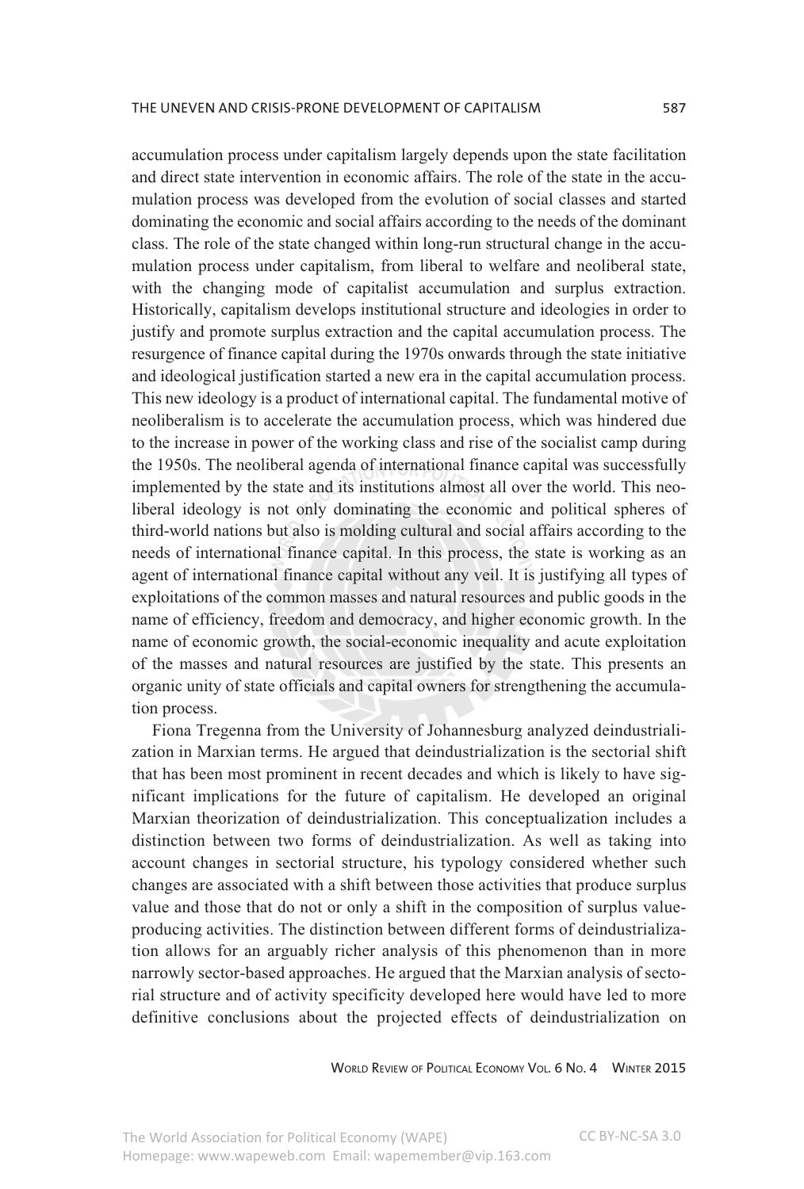accumulation process under capitalism largely depends upon the state facilitation and direct state intervention in economic affairs. The role of the state in the accumulation process was developed from the evolution of social classes and started dominating the economic and social affairs according to the needs of the dominant class. The role of the state changed within long-run structural change in the accumulation process under capitalism, from liberal to welfare and neoliberal state, with the changing mode of capitalist accumulation and surplus extraction. Historically, capitalism develops institutional structure and ideologies in order to justify and promote surplus extraction and the capital accumulation process. The resurgence of finance capital during the 1970s onwards through the state initiative and ideological justification started a new era in the capital accumulation process. This new ideology is a product of international capital. The fundamental motive of neoliberalism is to accelerate the accumulation process, which was hindered due to the increase in power of the working class and rise of the socialist camp during the 1950s. The neoliberal agenda of international finance capital was successfully implemented by the state and its institutions almost all over the world. This neoliberal ideology is not only dominating the economic and political spheres of third-world nations but also is molding cultural and social affairs according to the needs of international finance capital. In this process, the state is working as an agent of international finance capital without any veil. It is justifying all types of exploitations of the common masses and natural resources and public goods in the name of efficiency, freedom and democracy, and higher economic growth. In the name of economic growth, the social-economic inequality and acute exploitation of the masses and natural resources are justified by the state. This presents an organic unity of state officials and capital owners for strengthening the accumulation process.

Fiona Tregenna from the University of Johannesburg analyzed deindustrialization in Marxian terms. He argued that deindustrialization is the sectorial shift that has been most prominent in recent decades and which is likely to have significant implications for the future of capitalism. He developed an original Marxian theorization of deindustrialization. This conceptualization includes a distinction between two forms of deindustrialization. As well as taking into account changes in sectorial structure, his typology considered whether such changes are associated with a shift between those activities that produce surplus value and those that do not or only a shift in the composition of surplus value-producing activities. The distinction between different forms of deindustrialization allows for an arguably richer analysis of this phenomenon than in more narrowly sector-based approaches. He argued that the Marxian analysis of sectorial structure and of activity specificity developed here would have led to more definitive conclusions about the projected effects of deindustrialization on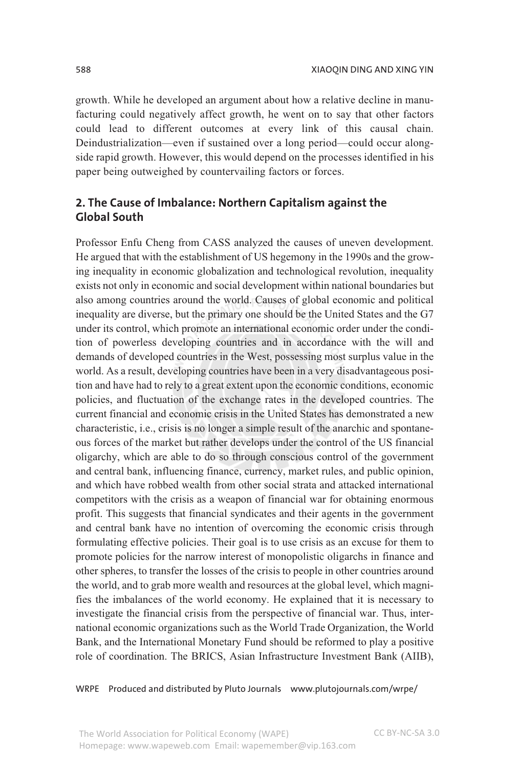growth. While he developed an argument about how a relative decline in manufacturing could negatively affect growth, he went on to say that other factors could lead to different outcomes at every link of this causal chain. Deindustrialization—even if sustained over a long period—could occur alongside rapid growth. However, this would depend on the processes identified in his paper being outweighed by countervailing factors or forces.

## 2. The Cause of Imbalance: Northern Capitalism against the Global South

Professor Enfu Cheng from CASS analyzed the causes of uneven development. He argued that with the establishment of US hegemony in the 1990s and the growing inequality in economic globalization and technological revolution, inequality exists not only in economic and social development within national boundaries but also among countries around the world. Causes of global economic and political inequality are diverse, but the primary one should be the United States and the G7 under its control, which promote an international economic order under the condition of powerless developing countries and in accordance with the will and demands of developed countries in the West, possessing most surplus value in the world. As a result, developing countries have been in a very disadvantageous position and have had to rely to a great extent upon the economic conditions, economic policies, and fluctuation of the exchange rates in the developed countries. The current financial and economic crisis in the United States has demonstrated a new characteristic, i.e., crisis is no longer a simple result of the anarchic and spontaneous forces of the market but rather develops under the control of the US financial oligarchy, which are able to do so through conscious control of the government and central bank, influencing finance, currency, market rules, and public opinion, and which have robbed wealth from other social strata and attacked international competitors with the crisis as a weapon of financial war for obtaining enormous profit. This suggests that financial syndicates and their agents in the government and central bank have no intention of overcoming the economic crisis through formulating effective policies. Their goal is to use crisis as an excuse for them to promote policies for the narrow interest of monopolistic oligarchs in finance and other spheres, to transfer the losses of the crisis to people in other countries around the world, and to grab more wealth and resources at the global level, which magnifies the imbalances of the world economy. He explained that it is necessary to investigate the financial crisis from the perspective of financial war. Thus, international economic organizations such as the World Trade Organization, the World Bank, and the International Monetary Fund should be reformed to play a positive role of coordination. The BRICS, Asian Infrastructure Investment Bank (AIIB),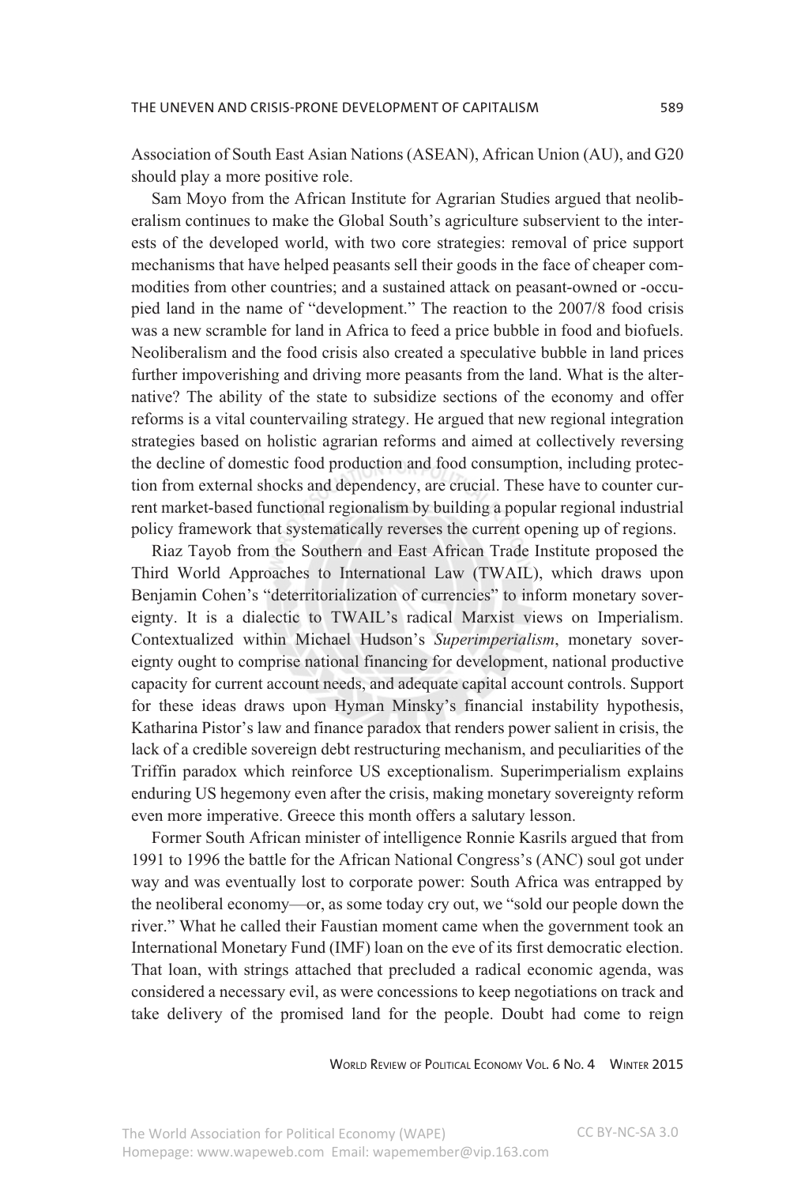Association of South East Asian Nations (ASEAN), African Union (AU), and G20 should play a more positive role.

Sam Moyo from the African Institute for Agrarian Studies argued that neoliberalism continues to make the Global South's agriculture subservient to the interests of the developed world, with two core strategies: removal of price support mechanisms that have helped peasants sell their goods in the face of cheaper commodities from other countries; and a sustained attack on peasant-owned or -occupied land in the name of "development." The reaction to the 2007/8 food crisis was a new scramble for land in Africa to feed a price bubble in food and biofuels. Neoliberalism and the food crisis also created a speculative bubble in land prices further impoverishing and driving more peasants from the land. What is the alternative? The ability of the state to subsidize sections of the economy and offer reforms is a vital countervailing strategy. He argued that new regional integration strategies based on holistic agrarian reforms and aimed at collectively reversing the decline of domestic food production and food consumption, including protection from external shocks and dependency, are crucial. These have to counter current market-based functional regionalism by building a popular regional industrial policy framework that systematically reverses the current opening up of regions.

Riaz Tayob from the Southern and East African Trade Institute proposed the Third World Approaches to International Law (TWAIL), which draws upon Benjamin Cohen's "deterritorialization of currencies" to inform monetary sovereignty. It is a dialectic to TWAIL's radical Marxist views on Imperialism. Contextualized within Michael Hudson's *Superimperialism*, monetary sovereignty ought to comprise national financing for development, national productive capacity for current account needs, and adequate capital account controls. Support for these ideas draws upon Hyman Minsky's financial instability hypothesis, Katharina Pistor's law and finance paradox that renders power salient in crisis, the lack of a credible sovereign debt restructuring mechanism, and peculiarities of the Triffin paradox which reinforce US exceptionalism. Superimperialism explains enduring US hegemony even after the crisis, making monetary sovereignty reform even more imperative. Greece this month offers a salutary lesson.

Former South African minister of intelligence Ronnie Kasrils argued that from 1991 to 1996 the battle for the African National Congress's (ANC) soul got under way and was eventually lost to corporate power: South Africa was entrapped by the neoliberal economy—or, as some today cry out, we "sold our people down the river." What he called their Faustian moment came when the government took an International Monetary Fund (IMF) loan on the eve of its first democratic election. That loan, with strings attached that precluded a radical economic agenda, was considered a necessary evil, as were concessions to keep negotiations on track and take delivery of the promised land for the people. Doubt had come to reign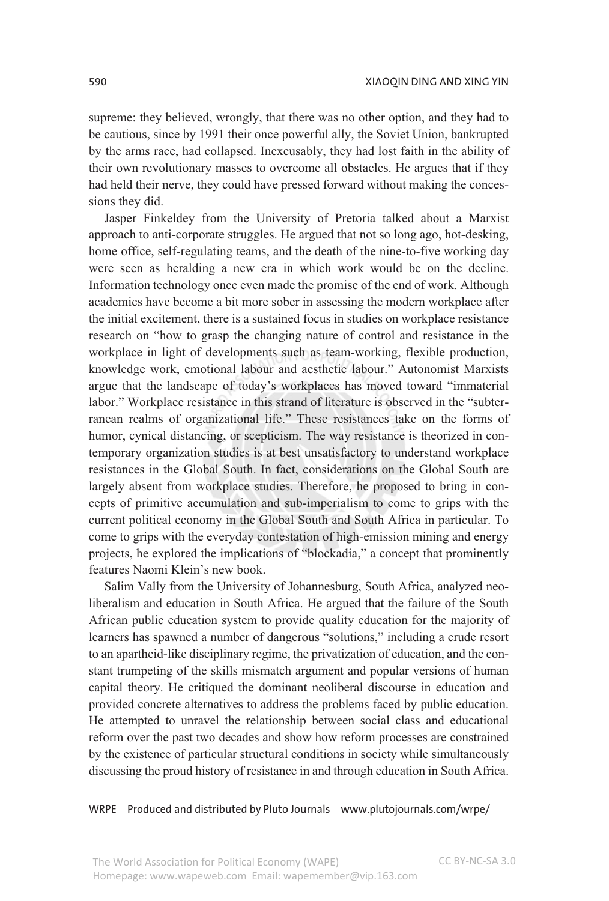supreme: they believed, wrongly, that there was no other option, and they had to be cautious, since by 1991 their once powerful ally, the Soviet Union, bankrupted by the arms race, had collapsed. Inexcusably, they had lost faith in the ability of their own revolutionary masses to overcome all obstacles. He argues that if they had held their nerve, they could have pressed forward without making the concessions they did.

Jasper Finkeldey from the University of Pretoria talked about a Marxist approach to anti-corporate struggles. He argued that not so long ago, hot-desking, home office, self-regulating teams, and the death of the nine-to-five working day were seen as heralding a new era in which work would be on the decline. Information technology once even made the promise of the end of work. Although academics have become a bit more sober in assessing the modern workplace after the initial excitement, there is a sustained focus in studies on workplace resistance research on "how to grasp the changing nature of control and resistance in the workplace in light of developments such as team-working, flexible production, knowledge work, emotional labour and aesthetic labour." Autonomist Marxists argue that the landscape of today's workplaces has moved toward "immaterial labor." Workplace resistance in this strand of literature is observed in the "subterranean realms of organizational life." These resistances take on the forms of humor, cynical distancing, or scepticism. The way resistance is theorized in contemporary organization studies is at best unsatisfactory to understand workplace resistances in the Global South. In fact, considerations on the Global South are largely absent from workplace studies. Therefore, he proposed to bring in concepts of primitive accumulation and sub-imperialism to come to grips with the current political economy in the Global South and South Africa in particular. To come to grips with the everyday contestation of high-emission mining and energy projects, he explored the implications of "blockadia," a concept that prominently features Naomi Klein's new book.

Salim Vally from the University of Johannesburg, South Africa, analyzed neoliberalism and education in South Africa. He argued that the failure of the South African public education system to provide quality education for the majority of learners has spawned a number of dangerous "solutions," including a crude resort to an apartheid-like disciplinary regime, the privatization of education, and the constant trumpeting of the skills mismatch argument and popular versions of human capital theory. He critiqued the dominant neoliberal discourse in education and provided concrete alternatives to address the problems faced by public education. He attempted to unravel the relationship between social class and educational reform over the past two decades and show how reform processes are constrained by the existence of particular structural conditions in society while simultaneously discussing the proud history of resistance in and through education in South Africa.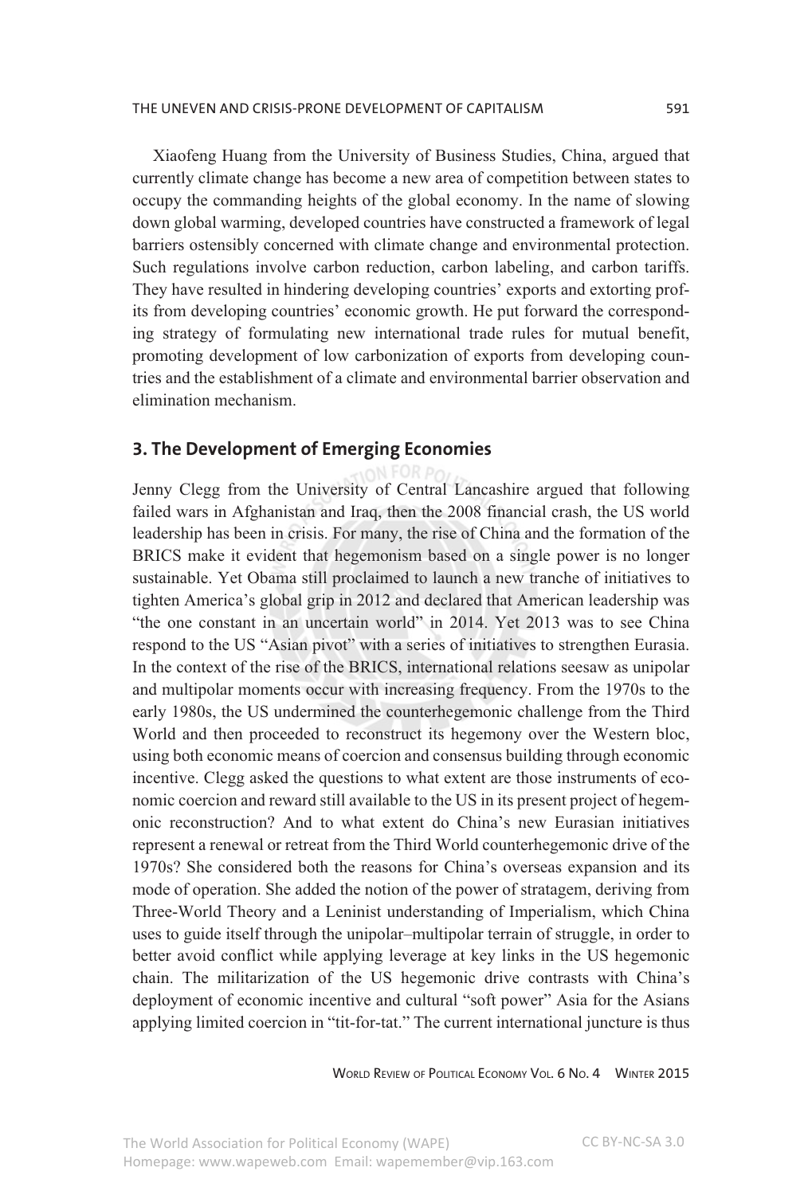Xiaofeng Huang from the University of Business Studies, China, argued that currently climate change has become a new area of competition between states to occupy the commanding heights of the global economy. In the name of slowing down global warming, developed countries have constructed a framework of legal barriers ostensibly concerned with climate change and environmental protection. Such regulations involve carbon reduction, carbon labeling, and carbon tariffs. They have resulted in hindering developing countries' exports and extorting profits from developing countries' economic growth. He put forward the corresponding strategy of formulating new international trade rules for mutual benefit, promoting development of low carbonization of exports from developing countries and the establishment of a climate and environmental barrier observation and elimination mechanism.

## 3. The Development of Emerging Economies

Jenny Clegg from the University of Central Lancashire argued that following failed wars in Afghanistan and Iraq, then the 2008 financial crash, the US world leadership has been in crisis. For many, the rise of China and the formation of the BRICS make it evident that hegemonism based on a single power is no longer sustainable. Yet Obama still proclaimed to launch a new tranche of initiatives to tighten America's global grip in 2012 and declared that American leadership was "the one constant in an uncertain world" in 2014. Yet 2013 was to see China respond to the US "Asian pivot" with a series of initiatives to strengthen Eurasia. In the context of the rise of the BRICS, international relations seesaw as unipolar and multipolar moments occur with increasing frequency. From the 1970s to the early 1980s, the US undermined the counterhegemonic challenge from the Third World and then proceeded to reconstruct its hegemony over the Western bloc, using both economic means of coercion and consensus building through economic incentive. Clegg asked the questions to what extent are those instruments of economic coercion and reward still available to the US in its present project of hegemonic reconstruction? And to what extent do China's new Eurasian initiatives represent a renewal or retreat from the Third World counterhegemonic drive of the 1970s? She considered both the reasons for China's overseas expansion and its mode of operation. She added the notion of the power of stratagem, deriving from Three-World Theory and a Leninist understanding of Imperialism, which China uses to guide itself through the unipolar–multipolar terrain of struggle, in order to better avoid conflict while applying leverage at key links in the US hegemonic chain. The militarization of the US hegemonic drive contrasts with China's deployment of economic incentive and cultural "soft power" Asia for the Asians applying limited coercion in "tit-for-tat." The current international juncture is thus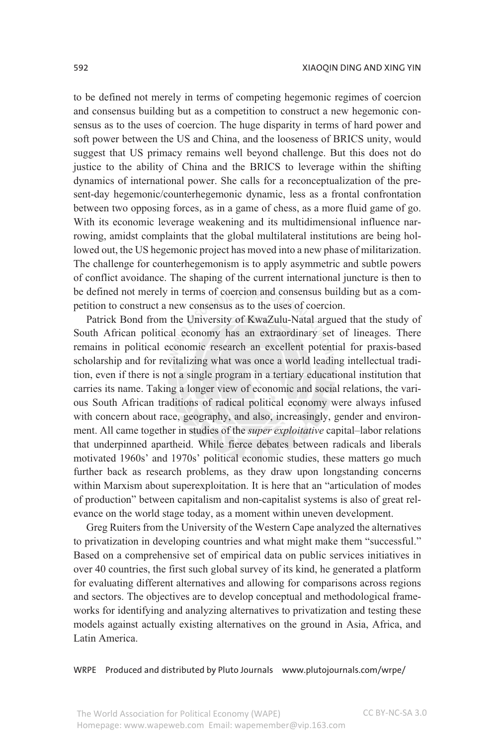to be defined not merely in terms of competing hegemonic regimes of coercion and consensus building but as a competition to construct a new hegemonic consensus as to the uses of coercion. The huge disparity in terms of hard power and soft power between the US and China, and the looseness of BRICS unity, would suggest that US primacy remains well beyond challenge. But this does not do justice to the ability of China and the BRICS to leverage within the shifting dynamics of international power. She calls for a reconceptualization of the present-day hegemonic/counterhegemonic dynamic, less as a frontal confrontation between two opposing forces, as in a game of chess, as a more fluid game of go. With its economic leverage weakening and its multidimensional influence narrowing, amidst complaints that the global multilateral institutions are being hollowed out, the US hegemonic project has moved into a new phase of militarization. The challenge for counterhegemonism is to apply asymmetric and subtle powers of conflict avoidance. The shaping of the current international juncture is then to be defined not merely in terms of coercion and consensus building but as a competition to construct a new consensus as to the uses of coercion.

Patrick Bond from the University of KwaZulu-Natal argued that the study of South African political economy has an extraordinary set of lineages. There remains in political economic research an excellent potential for praxis-based scholarship and for revitalizing what was once a world leading intellectual tradition, even if there is not a single program in a tertiary educational institution that carries its name. Taking a longer view of economic and social relations, the various South African traditions of radical political economy were always infused with concern about race, geography, and also, increasingly, gender and environment. All came together in studies of the *super exploitative* capital–labor relations that underpinned apartheid. While fierce debates between radicals and liberals motivated 1960s' and 1970s' political economic studies, these matters go much further back as research problems, as they draw upon longstanding concerns within Marxism about superexploitation. It is here that an "articulation of modes of production" between capitalism and non-capitalist systems is also of great relevance on the world stage today, as a moment within uneven development.

Greg Ruiters from the University of the Western Cape analyzed the alternatives to privatization in developing countries and what might make them "successful." Based on a comprehensive set of empirical data on public services initiatives in over 40 countries, the first such global survey of its kind, he generated a platform for evaluating different alternatives and allowing for comparisons across regions and sectors. The objectives are to develop conceptual and methodological frameworks for identifying and analyzing alternatives to privatization and testing these models against actually existing alternatives on the ground in Asia, Africa, and Latin America.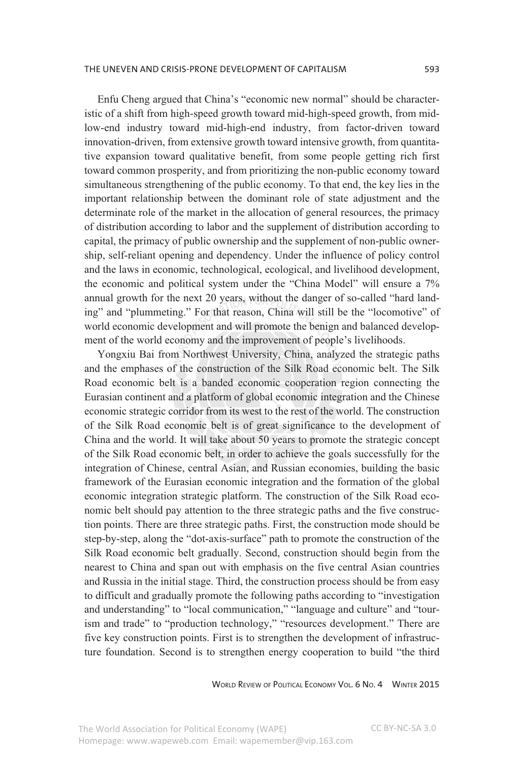Enfu Cheng argued that China's "economic new normal" should be characteristic of a shift from high-speed growth toward mid-high-speed growth, from mid-low-end industry toward mid-high-end industry, from factor-driven toward innovation-driven, from extensive growth toward intensive growth, from quantitative expansion toward qualitative benefit, from some people getting rich first toward common prosperity, and from prioritizing the non-public economy toward simultaneous strengthening of the public economy. To that end, the key lies in the important relationship between the dominant role of state adjustment and the determinate role of the market in the allocation of general resources, the primacy of distribution according to labor and the supplement of distribution according to capital, the primacy of public ownership and the supplement of non-public ownership, self-reliant opening and dependency. Under the influence of policy control and the laws in economic, technological, ecological, and livelihood development, the economic and political system under the "China Model" will ensure a 7% annual growth for the next 20 years, without the danger of so-called "hard landing" and "plummeting." For that reason, China will still be the "locomotive" of world economic development and will promote the benign and balanced development of the world economy and the improvement of people's livelihoods.

Yongxiu Bai from Northwest University, China, analyzed the strategic paths and the emphases of the construction of the Silk Road economic belt. The Silk Road economic belt is a banded economic cooperation region connecting the Eurasian continent and a platform of global economic integration and the Chinese economic strategic corridor from its west to the rest of the world. The construction of the Silk Road economic belt is of great significance to the development of China and the world. It will take about 50 years to promote the strategic concept of the Silk Road economic belt, in order to achieve the goals successfully for the integration of Chinese, central Asian, and Russian economies, building the basic framework of the Eurasian economic integration and the formation of the global economic integration strategic platform. The construction of the Silk Road economic belt should pay attention to the three strategic paths and the five construction points. There are three strategic paths. First, the construction mode should be step-by-step, along the "dot-axis-surface" path to promote the construction of the Silk Road economic belt gradually. Second, construction should begin from the nearest to China and span out with emphasis on the five central Asian countries and Russia in the initial stage. Third, the construction process should be from easy to difficult and gradually promote the following paths according to "investigation and understanding" to "local communication," "language and culture" and "tourism and trade" to "production technology," "resources development." There are five key construction points. First is to strengthen the development of infrastructure foundation. Second is to strengthen energy cooperation to build "the third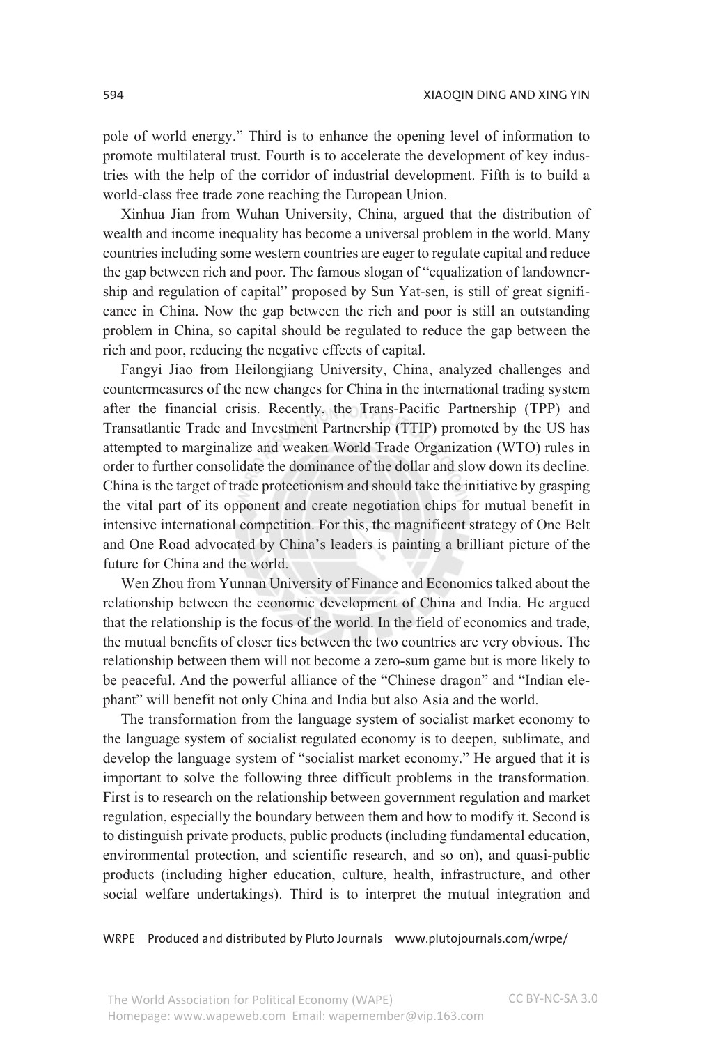pole of world energy." Third is to enhance the opening level of information to promote multilateral trust. Fourth is to accelerate the development of key industries with the help of the corridor of industrial development. Fifth is to build a world-class free trade zone reaching the European Union.

Xinhua Jian from Wuhan University, China, argued that the distribution of wealth and income inequality has become a universal problem in the world. Many countries including some western countries are eager to regulate capital and reduce the gap between rich and poor. The famous slogan of "equalization of landownership and regulation of capital" proposed by Sun Yat-sen, is still of great significance in China. Now the gap between the rich and poor is still an outstanding problem in China, so capital should be regulated to reduce the gap between the rich and poor, reducing the negative effects of capital.

Fangyi Jiao from Heilongjiang University, China, analyzed challenges and countermeasures of the new changes for China in the international trading system after the financial crisis. Recently, the Trans-Pacific Partnership (TPP) and Transatlantic Trade and Investment Partnership (TTIP) promoted by the US has attempted to marginalize and weaken World Trade Organization (WTO) rules in order to further consolidate the dominance of the dollar and slow down its decline. China is the target of trade protectionism and should take the initiative by grasping the vital part of its opponent and create negotiation chips for mutual benefit in intensive international competition. For this, the magnificent strategy of One Belt and One Road advocated by China's leaders is painting a brilliant picture of the future for China and the world.

Wen Zhou from Yunnan University of Finance and Economics talked about the relationship between the economic development of China and India. He argued that the relationship is the focus of the world. In the field of economics and trade, the mutual benefits of closer ties between the two countries are very obvious. The relationship between them will not become a zero-sum game but is more likely to be peaceful. And the powerful alliance of the "Chinese dragon" and "Indian elephant" will benefit not only China and India but also Asia and the world.

The transformation from the language system of socialist market economy to the language system of socialist regulated economy is to deepen, sublimate, and develop the language system of "socialist market economy." He argued that it is important to solve the following three difficult problems in the transformation. First is to research on the relationship between government regulation and market regulation, especially the boundary between them and how to modify it. Second is to distinguish private products, public products (including fundamental education, environmental protection, and scientific research, and so on), and quasi-public products (including higher education, culture, health, infrastructure, and other social welfare undertakings). Third is to interpret the mutual integration and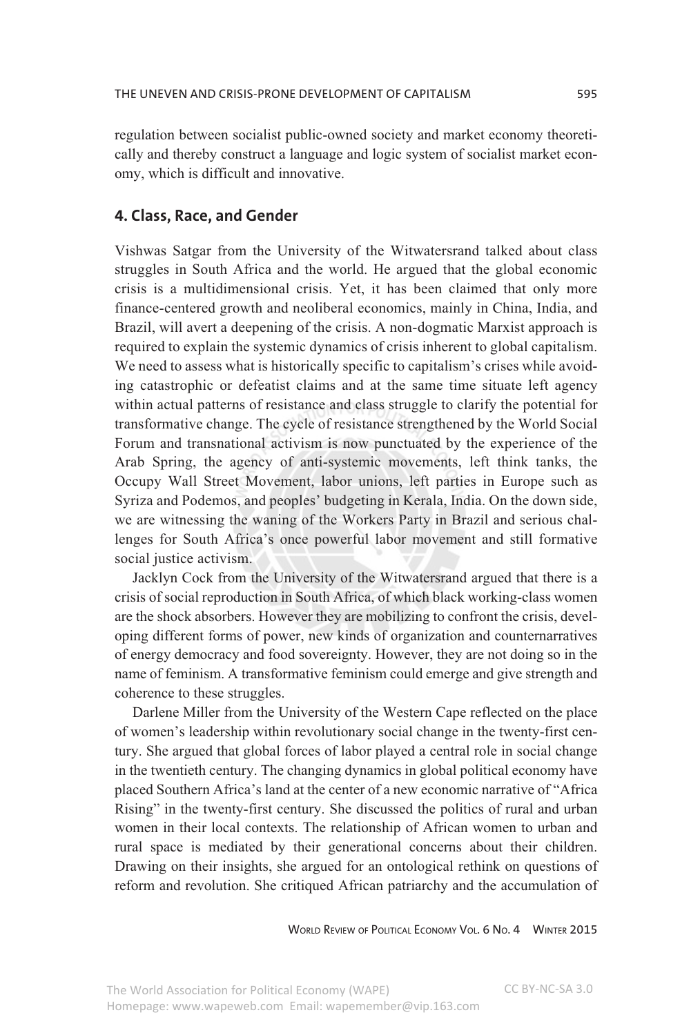regulation between socialist public-owned society and market economy theoretically and thereby construct a language and logic system of socialist market economy, which is difficult and innovative.

## 4. Class, Race, and Gender

Vishwas Satgar from the University of the Witwatersrand talked about class struggles in South Africa and the world. He argued that the global economic crisis is a multidimensional crisis. Yet, it has been claimed that only more finance-centered growth and neoliberal economics, mainly in China, India, and Brazil, will avert a deepening of the crisis. A non-dogmatic Marxist approach is required to explain the systemic dynamics of crisis inherent to global capitalism. We need to assess what is historically specific to capitalism's crises while avoiding catastrophic or defeatist claims and at the same time situate left agency within actual patterns of resistance and class struggle to clarify the potential for transformative change. The cycle of resistance strengthened by the World Social Forum and transnational activism is now punctuated by the experience of the Arab Spring, the agency of anti-systemic movements, left think tanks, the Occupy Wall Street Movement, labor unions, left parties in Europe such as Syriza and Podemos, and peoples' budgeting in Kerala, India. On the down side, we are witnessing the waning of the Workers Party in Brazil and serious challenges for South Africa's once powerful labor movement and still formative social justice activism.

Jacklyn Cock from the University of the Witwatersrand argued that there is a crisis of social reproduction in South Africa, of which black working-class women are the shock absorbers. However they are mobilizing to confront the crisis, developing different forms of power, new kinds of organization and counternarratives of energy democracy and food sovereignty. However, they are not doing so in the name of feminism. A transformative feminism could emerge and give strength and coherence to these struggles.

Darlene Miller from the University of the Western Cape reflected on the place of women's leadership within revolutionary social change in the twenty-first century. She argued that global forces of labor played a central role in social change in the twentieth century. The changing dynamics in global political economy have placed Southern Africa's land at the center of a new economic narrative of "Africa Rising" in the twenty-first century. She discussed the politics of rural and urban women in their local contexts. The relationship of African women to urban and rural space is mediated by their generational concerns about their children. Drawing on their insights, she argued for an ontological rethink on questions of reform and revolution. She critiqued African patriarchy and the accumulation of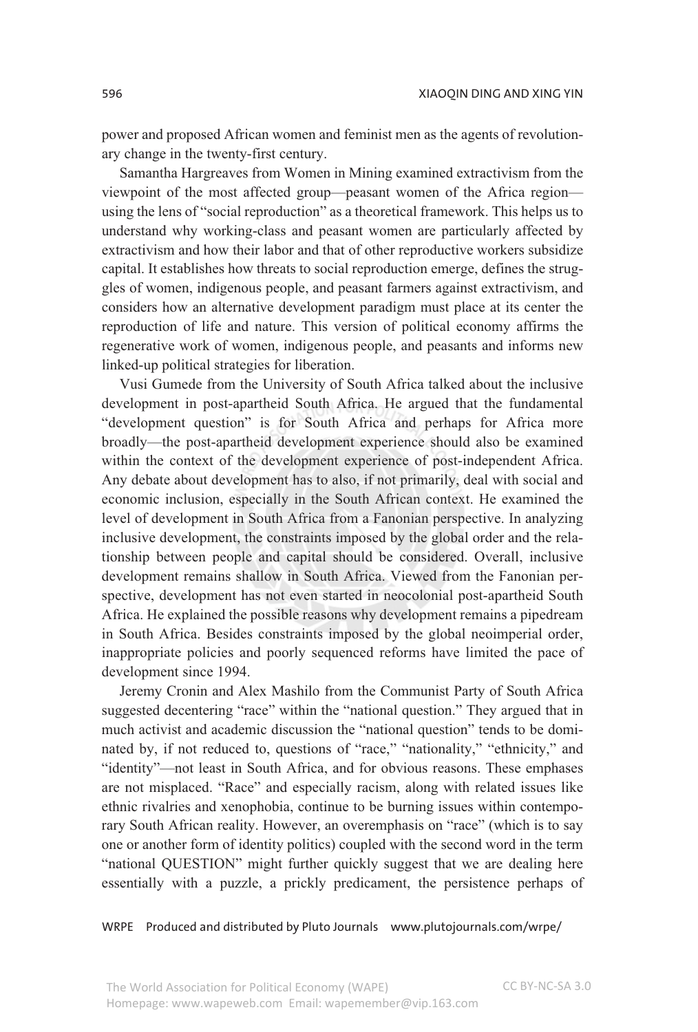power and proposed African women and feminist men as the agents of revolutionary change in the twenty-first century.

Samantha Hargreaves from Women in Mining examined extractivism from the viewpoint of the most affected group—peasant women of the Africa region—using the lens of "social reproduction" as a theoretical framework. This helps us to understand why working-class and peasant women are particularly affected by extractivism and how their labor and that of other reproductive workers subsidize capital. It establishes how threats to social reproduction emerge, defines the struggles of women, indigenous people, and peasant farmers against extractivism, and considers how an alternative development paradigm must place at its center the reproduction of life and nature. This version of political economy affirms the regenerative work of women, indigenous people, and peasants and informs new linked-up political strategies for liberation.

Vusi Gumede from the University of South Africa talked about the inclusive development in post-apartheid South Africa. He argued that the fundamental "development question" is for South Africa and perhaps for Africa more broadly—the post-apartheid development experience should also be examined within the context of the development experience of post-independent Africa. Any debate about development has to also, if not primarily, deal with social and economic inclusion, especially in the South African context. He examined the level of development in South Africa from a Fanonian perspective. In analyzing inclusive development, the constraints imposed by the global order and the relationship between people and capital should be considered. Overall, inclusive development remains shallow in South Africa. Viewed from the Fanonian perspective, development has not even started in neocolonial post-apartheid South Africa. He explained the possible reasons why development remains a pipedream in South Africa. Besides constraints imposed by the global neoimperial order, inappropriate policies and poorly sequenced reforms have limited the pace of development since 1994.

Jeremy Cronin and Alex Mashilo from the Communist Party of South Africa suggested decentering "race" within the "national question." They argued that in much activist and academic discussion the "national question" tends to be dominated by, if not reduced to, questions of "race," "nationality," "ethnicity," and "identity"—not least in South Africa, and for obvious reasons. These emphases are not misplaced. "Race" and especially racism, along with related issues like ethnic rivalries and xenophobia, continue to be burning issues within contemporary South African reality. However, an overemphasis on "race" (which is to say one or another form of identity politics) coupled with the second word in the term "national QUESTION" might further quickly suggest that we are dealing here essentially with a puzzle, a prickly predicament, the persistence perhaps of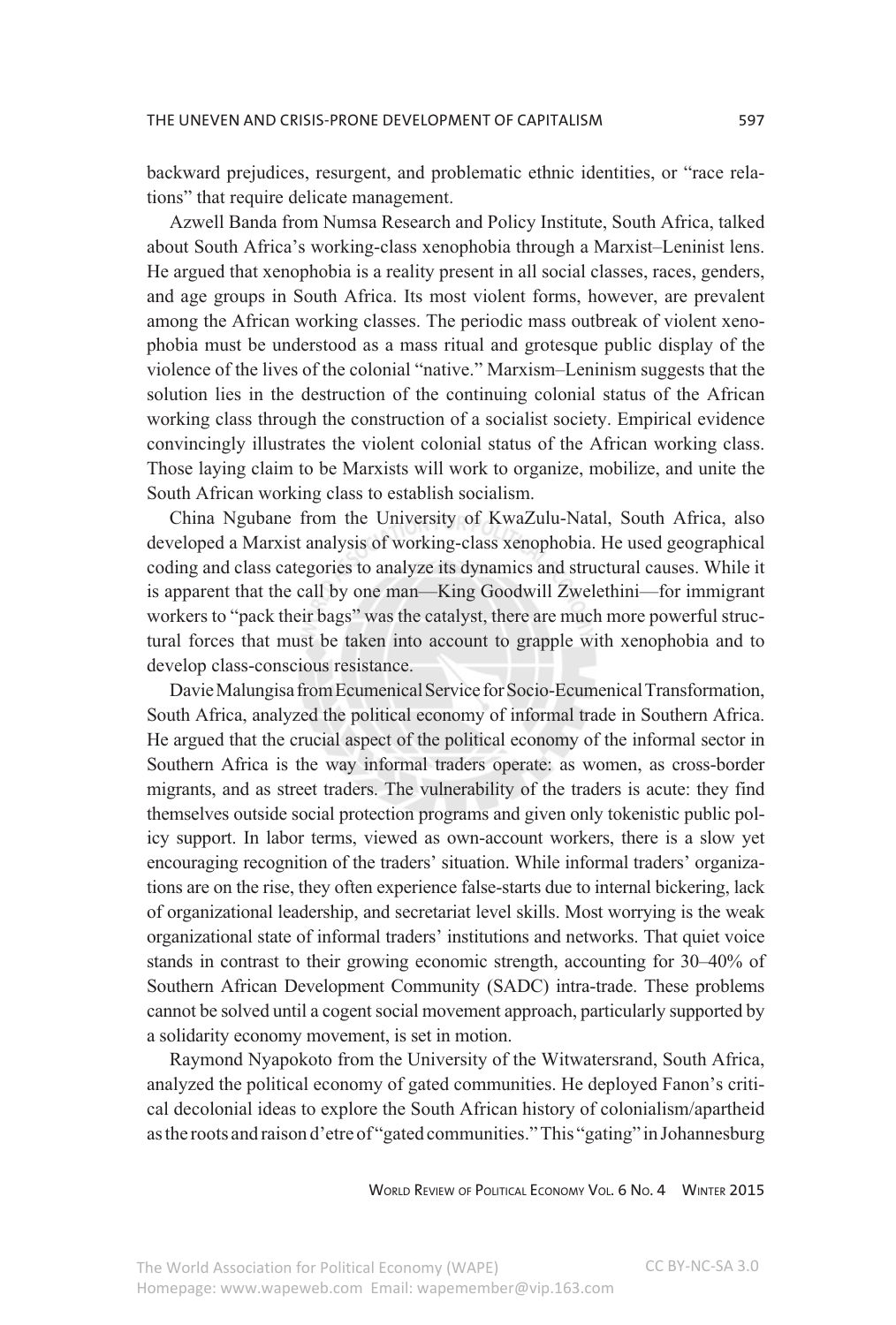backward prejudices, resurgent, and problematic ethnic identities, or "race relations" that require delicate management.

Azwell Banda from Numsa Research and Policy Institute, South Africa, talked about South Africa's working-class xenophobia through a Marxist–Leninist lens. He argued that xenophobia is a reality present in all social classes, races, genders, and age groups in South Africa. Its most violent forms, however, are prevalent among the African working classes. The periodic mass outbreak of violent xenophobia must be understood as a mass ritual and grotesque public display of the violence of the lives of the colonial "native." Marxism–Leninism suggests that the solution lies in the destruction of the continuing colonial status of the African working class through the construction of a socialist society. Empirical evidence convincingly illustrates the violent colonial status of the African working class. Those laying claim to be Marxists will work to organize, mobilize, and unite the South African working class to establish socialism.

China Ngubane from the University of KwaZulu-Natal, South Africa, also developed a Marxist analysis of working-class xenophobia. He used geographical coding and class categories to analyze its dynamics and structural causes. While it is apparent that the call by one man—King Goodwill Zwelethini—for immigrant workers to "pack their bags" was the catalyst, there are much more powerful structural forces that must be taken into account to grapple with xenophobia and to develop class-conscious resistance.

Davie Malungisa from Ecumenical Service for Socio-Ecumenical Transformation, South Africa, analyzed the political economy of informal trade in Southern Africa. He argued that the crucial aspect of the political economy of the informal sector in Southern Africa is the way informal traders operate: as women, as cross-border migrants, and as street traders. The vulnerability of the traders is acute: they find themselves outside social protection programs and given only tokenistic public policy support. In labor terms, viewed as own-account workers, there is a slow yet encouraging recognition of the traders' situation. While informal traders' organizations are on the rise, they often experience false-starts due to internal bickering, lack of organizational leadership, and secretariat level skills. Most worrying is the weak organizational state of informal traders' institutions and networks. That quiet voice stands in contrast to their growing economic strength, accounting for 30–40% of Southern African Development Community (SADC) intra-trade. These problems cannot be solved until a cogent social movement approach, particularly supported by a solidarity economy movement, is set in motion.

Raymond Nyapokoto from the University of the Witwatersrand, South Africa, analyzed the political economy of gated communities. He deployed Fanon's critical decolonial ideas to explore the South African history of colonialism/apartheid as the roots and raison d'etre of "gated communities." This "gating" in Johannesburg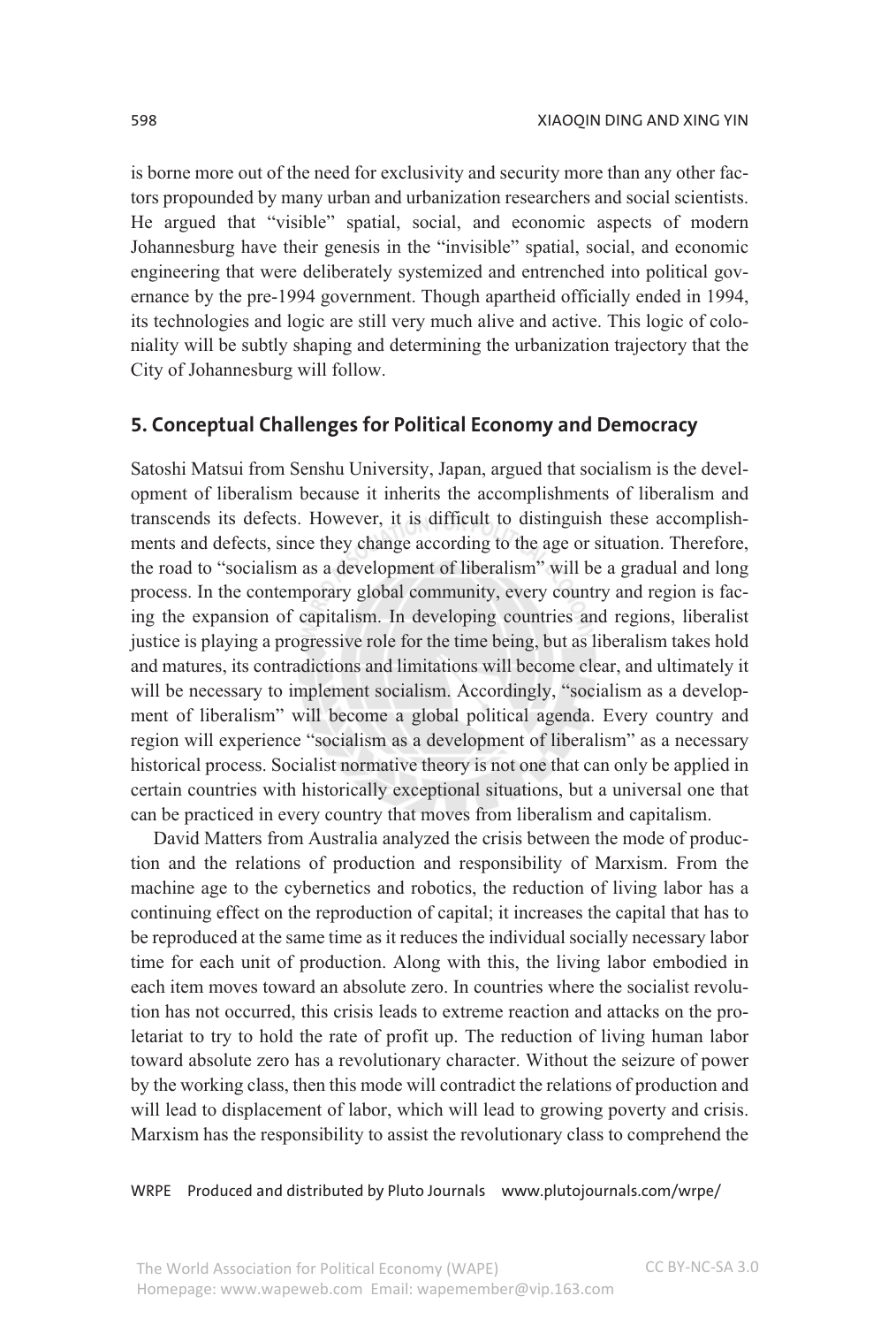is borne more out of the need for exclusivity and security more than any other factors propounded by many urban and urbanization researchers and social scientists. He argued that "visible" spatial, social, and economic aspects of modern Johannesburg have their genesis in the "invisible" spatial, social, and economic engineering that were deliberately systemized and entrenched into political governance by the pre-1994 government. Though apartheid officially ended in 1994, its technologies and logic are still very much alive and active. This logic of coloniality will be subtly shaping and determining the urbanization trajectory that the City of Johannesburg will follow.

## 5. Conceptual Challenges for Political Economy and Democracy

Satoshi Matsui from Senshu University, Japan, argued that socialism is the development of liberalism because it inherits the accomplishments of liberalism and transcends its defects. However, it is difficult to distinguish these accomplishments and defects, since they change according to the age or situation. Therefore, the road to "socialism as a development of liberalism" will be a gradual and long process. In the contemporary global community, every country and region is facing the expansion of capitalism. In developing countries and regions, liberalist justice is playing a progressive role for the time being, but as liberalism takes hold and matures, its contradictions and limitations will become clear, and ultimately it will be necessary to implement socialism. Accordingly, "socialism as a development of liberalism" will become a global political agenda. Every country and region will experience "socialism as a development of liberalism" as a necessary historical process. Socialist normative theory is not one that can only be applied in certain countries with historically exceptional situations, but a universal one that can be practiced in every country that moves from liberalism and capitalism.

David Matters from Australia analyzed the crisis between the mode of production and the relations of production and responsibility of Marxism. From the machine age to the cybernetics and robotics, the reduction of living labor has a continuing effect on the reproduction of capital; it increases the capital that has to be reproduced at the same time as it reduces the individual socially necessary labor time for each unit of production. Along with this, the living labor embodied in each item moves toward an absolute zero. In countries where the socialist revolution has not occurred, this crisis leads to extreme reaction and attacks on the proletariat to try to hold the rate of profit up. The reduction of living human labor toward absolute zero has a revolutionary character. Without the seizure of power by the working class, then this mode will contradict the relations of production and will lead to displacement of labor, which will lead to growing poverty and crisis. Marxism has the responsibility to assist the revolutionary class to comprehend the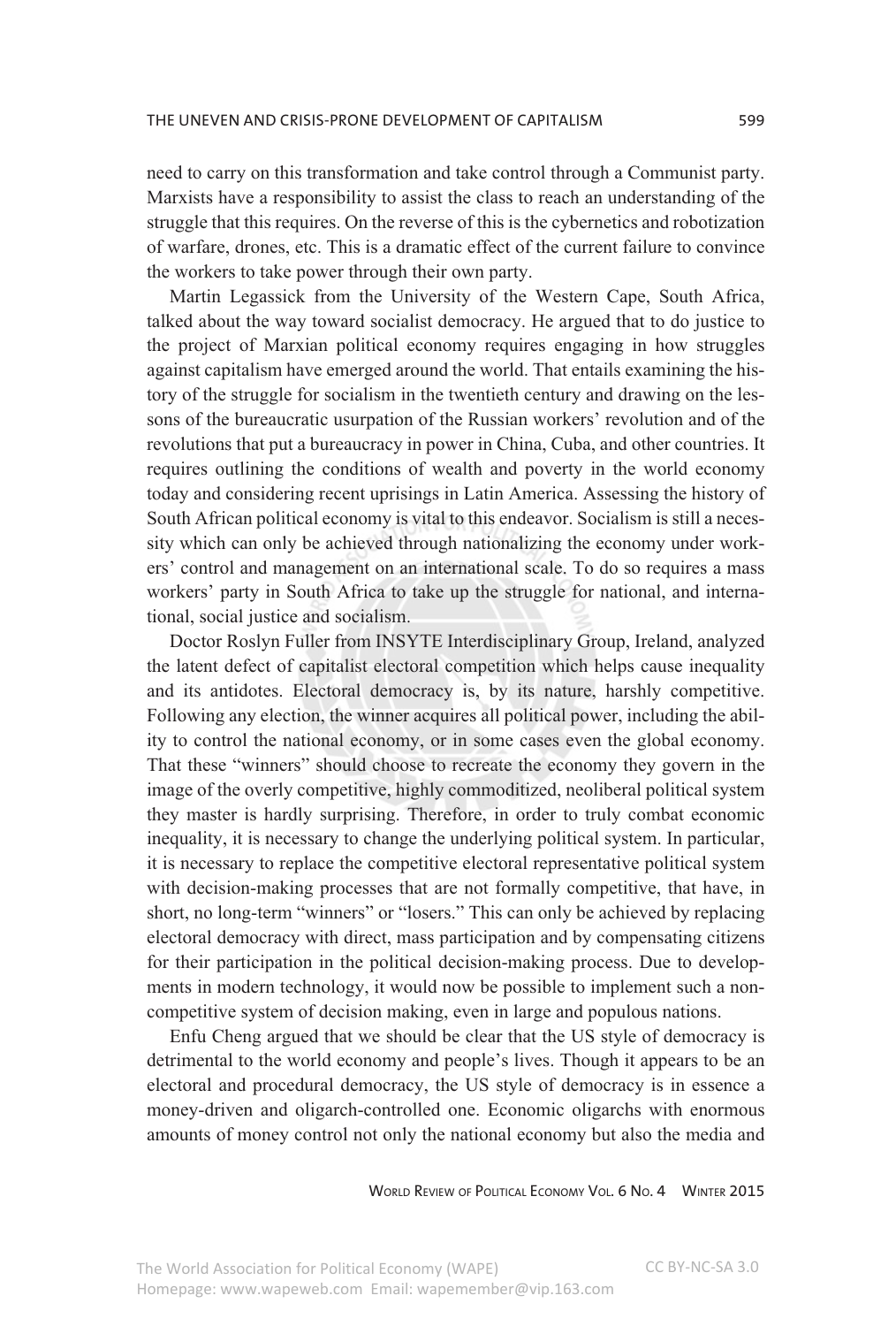need to carry on this transformation and take control through a Communist party. Marxists have a responsibility to assist the class to reach an understanding of the struggle that this requires. On the reverse of this is the cybernetics and robotization of warfare, drones, etc. This is a dramatic effect of the current failure to convince the workers to take power through their own party.

Martin Legassick from the University of the Western Cape, South Africa, talked about the way toward socialist democracy. He argued that to do justice to the project of Marxian political economy requires engaging in how struggles against capitalism have emerged around the world. That entails examining the history of the struggle for socialism in the twentieth century and drawing on the lessons of the bureaucratic usurpation of the Russian workers' revolution and of the revolutions that put a bureaucracy in power in China, Cuba, and other countries. It requires outlining the conditions of wealth and poverty in the world economy today and considering recent uprisings in Latin America. Assessing the history of South African political economy is vital to this endeavor. Socialism is still a necessity which can only be achieved through nationalizing the economy under workers' control and management on an international scale. To do so requires a mass workers' party in South Africa to take up the struggle for national, and international, social justice and socialism.

Doctor Roslyn Fuller from INSYTE Interdisciplinary Group, Ireland, analyzed the latent defect of capitalist electoral competition which helps cause inequality and its antidotes. Electoral democracy is, by its nature, harshly competitive. Following any election, the winner acquires all political power, including the ability to control the national economy, or in some cases even the global economy. That these "winners" should choose to recreate the economy they govern in the image of the overly competitive, highly commoditized, neoliberal political system they master is hardly surprising. Therefore, in order to truly combat economic inequality, it is necessary to change the underlying political system. In particular, it is necessary to replace the competitive electoral representative political system with decision-making processes that are not formally competitive, that have, in short, no long-term "winners" or "losers." This can only be achieved by replacing electoral democracy with direct, mass participation and by compensating citizens for their participation in the political decision-making process. Due to developments in modern technology, it would now be possible to implement such a non-competitive system of decision making, even in large and populous nations.

Enfu Cheng argued that we should be clear that the US style of democracy is detrimental to the world economy and people's lives. Though it appears to be an electoral and procedural democracy, the US style of democracy is in essence a money-driven and oligarch-controlled one. Economic oligarchs with enormous amounts of money control not only the national economy but also the media and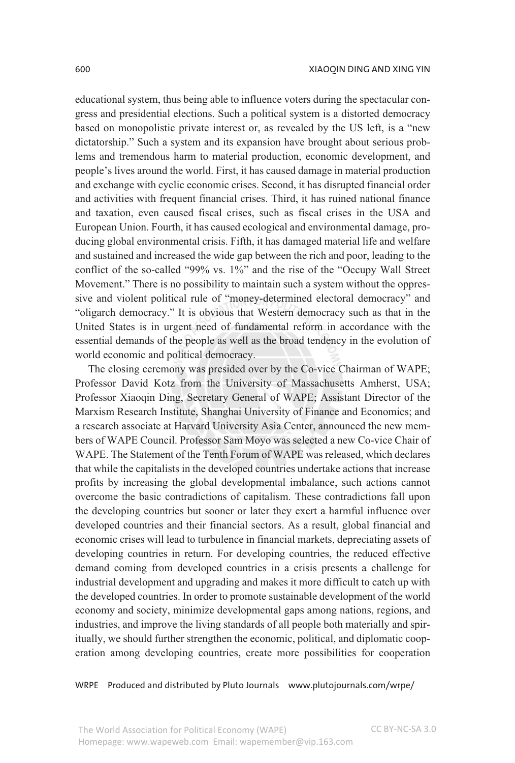educational system, thus being able to influence voters during the spectacular congress and presidential elections. Such a political system is a distorted democracy based on monopolistic private interest or, as revealed by the US left, is a "new dictatorship." Such a system and its expansion have brought about serious problems and tremendous harm to material production, economic development, and people's lives around the world. First, it has caused damage in material production and exchange with cyclic economic crises. Second, it has disrupted financial order and activities with frequent financial crises. Third, it has ruined national finance and taxation, even caused fiscal crises, such as fiscal crises in the USA and European Union. Fourth, it has caused ecological and environmental damage, producing global environmental crisis. Fifth, it has damaged material life and welfare and sustained and increased the wide gap between the rich and poor, leading to the conflict of the so-called "99% vs. 1%" and the rise of the "Occupy Wall Street Movement." There is no possibility to maintain such a system without the oppressive and violent political rule of "money-determined electoral democracy" and "oligarch democracy." It is obvious that Western democracy such as that in the United States is in urgent need of fundamental reform in accordance with the essential demands of the people as well as the broad tendency in the evolution of world economic and political democracy.

The closing ceremony was presided over by the Co-vice Chairman of WAPE; Professor David Kotz from the University of Massachusetts Amherst, USA; Professor Xiaoqin Ding, Secretary General of WAPE; Assistant Director of the Marxism Research Institute, Shanghai University of Finance and Economics; and a research associate at Harvard University Asia Center, announced the new members of WAPE Council. Professor Sam Moyo was selected a new Co-vice Chair of WAPE. The Statement of the Tenth Forum of WAPE was released, which declares that while the capitalists in the developed countries undertake actions that increase profits by increasing the global developmental imbalance, such actions cannot overcome the basic contradictions of capitalism. These contradictions fall upon the developing countries but sooner or later they exert a harmful influence over developed countries and their financial sectors. As a result, global financial and economic crises will lead to turbulence in financial markets, depreciating assets of developing countries in return. For developing countries, the reduced effective demand coming from developed countries in a crisis presents a challenge for industrial development and upgrading and makes it more difficult to catch up with the developed countries. In order to promote sustainable development of the world economy and society, minimize developmental gaps among nations, regions, and industries, and improve the living standards of all people both materially and spiritually, we should further strengthen the economic, political, and diplomatic cooperation among developing countries, create more possibilities for cooperation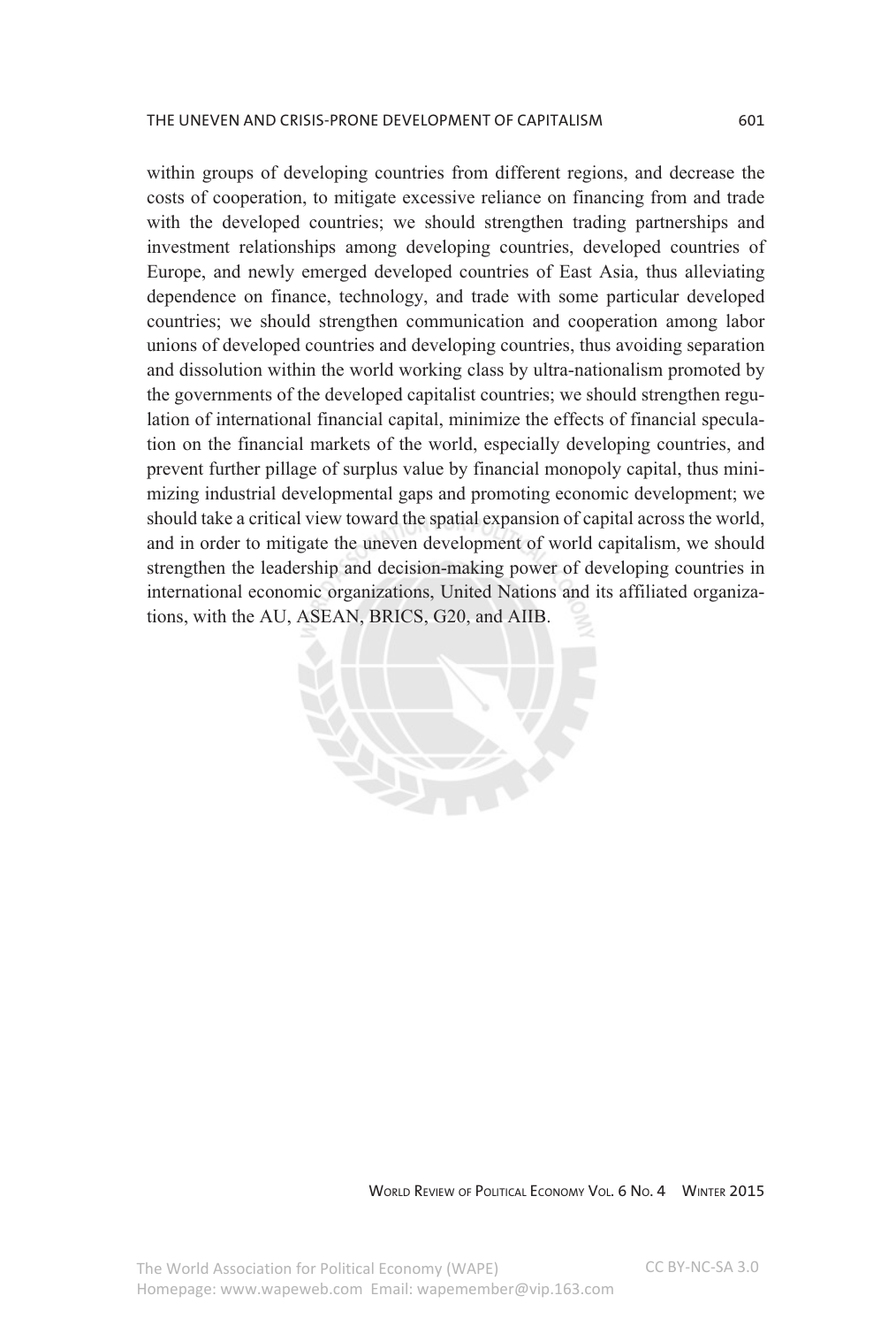within groups of developing countries from different regions, and decrease the costs of cooperation, to mitigate excessive reliance on financing from and trade with the developed countries; we should strengthen trading partnerships and investment relationships among developing countries, developed countries of Europe, and newly emerged developed countries of East Asia, thus alleviating dependence on finance, technology, and trade with some particular developed countries; we should strengthen communication and cooperation among labor unions of developed countries and developing countries, thus avoiding separation and dissolution within the world working class by ultra-nationalism promoted by the governments of the developed capitalist countries; we should strengthen regulation of international financial capital, minimize the effects of financial speculation on the financial markets of the world, especially developing countries, and prevent further pillage of surplus value by financial monopoly capital, thus minimizing industrial developmental gaps and promoting economic development; we should take a critical view toward the spatial expansion of capital across the world, and in order to mitigate the uneven development of world capitalism, we should strengthen the leadership and decision-making power of developing countries in international economic organizations, United Nations and its affiliated organizations, with the AU, ASEAN, BRICS, G20, and AIIB.